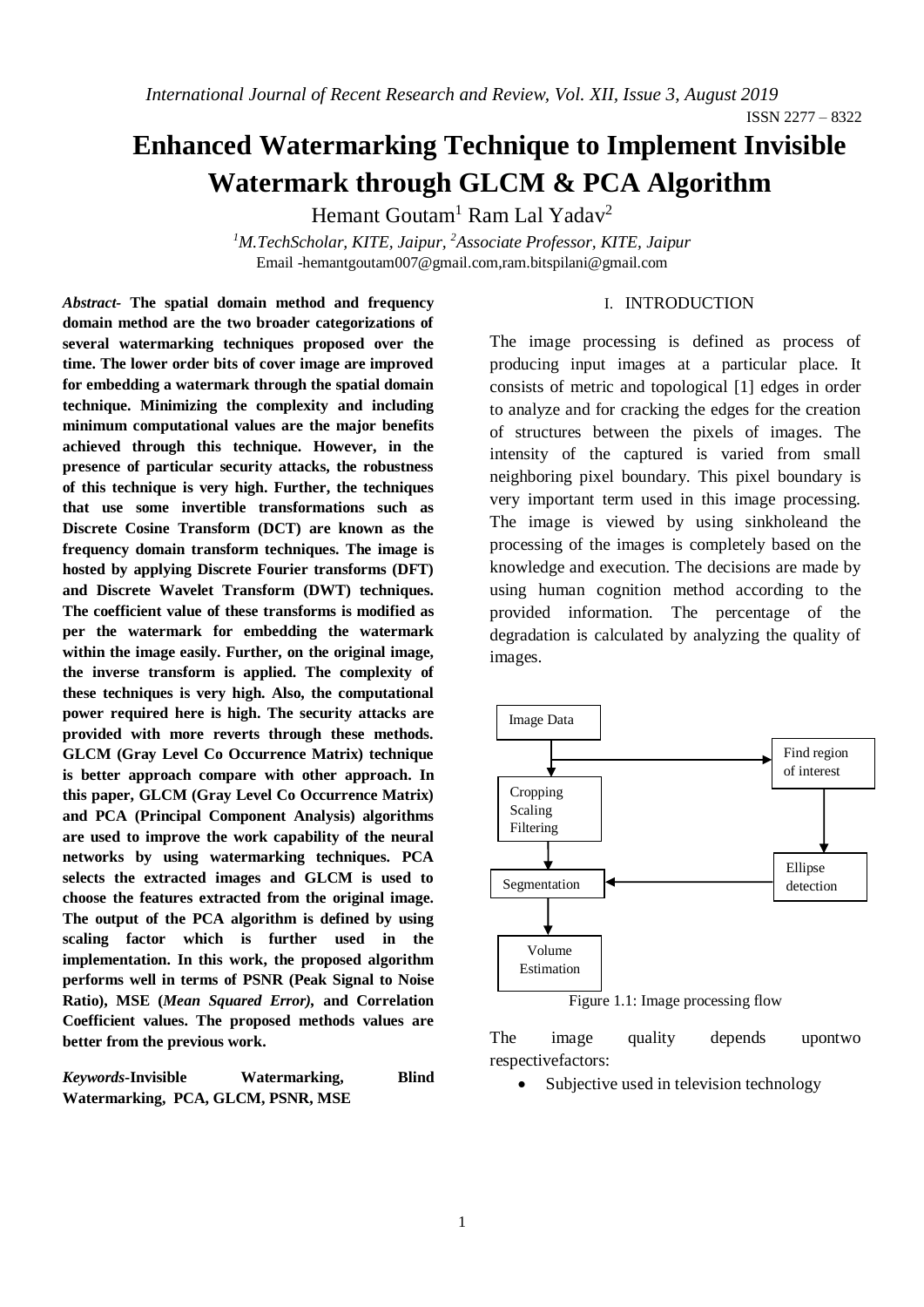# Enhanced Watermarking Technique to Implement Invisible Watermark through GLCM & PCA Algorithm

Hemant Goutam[1] Ram Lal Yadav[2]

[1]*M.TechScholar, KITE, Jaipur,* [2]*Associate Professor, KITE, Jaipur*

Email -hemantgoutam007@gmail.com,ram.bitspilani@gmail.com

***Abstract-* The spatial domain method and frequency domain method are the two broader categorizations of several watermarking techniques proposed over the time. The lower order bits of cover image are improved for embedding a watermark through the spatial domain technique. Minimizing the complexity and including minimum computational values are the major benefits achieved through this technique. However, in the presence of particular security attacks, the robustness of this technique is very high. Further, the techniques that use some invertible transformations such as Discrete Cosine Transform (DCT) are known as the frequency domain transform techniques. The image is hosted by applying Discrete Fourier transforms (DFT) and Discrete Wavelet Transform (DWT) techniques. The coefficient value of these transforms is modified as per the watermark for embedding the watermark within the image easily. Further, on the original image, the inverse transform is applied. The complexity of these techniques is very high. Also, the computational power required here is high. The security attacks are provided with more reverts through these methods. GLCM (Gray Level Co Occurrence Matrix) technique is better approach compare with other approach. In this paper, GLCM (Gray Level Co Occurrence Matrix) and PCA (Principal Component Analysis) algorithms are used to improve the work capability of the neural networks by using watermarking techniques. PCA selects the extracted images and GLCM is used to choose the features extracted from the original image. The output of the PCA algorithm is defined by using scaling factor which is further used in the implementation. In this work, the proposed algorithm performs well in terms of PSNR (Peak Signal to Noise Ratio), MSE (*Mean Squared Error*), and Correlation Coefficient values. The proposed methods values are better from the previous work.**

***Keywords*-Invisible Watermarking, Blind Watermarking, PCA, GLCM, PSNR, MSE**

## I. INTRODUCTION

The image processing is defined as process of producing input images at a particular place. It consists of metric and topological [1] edges in order to analyze and for cracking the edges for the creation of structures between the pixels of images. The intensity of the captured is varied from small neighboring pixel boundary. This pixel boundary is very important term used in this image processing. The image is viewed by using sinkholeand the processing of the images is completely based on the knowledge and execution. The decisions are made by using human cognition method according to the provided information. The percentage of the degradation is calculated by analyzing the quality of images.

Image Data → Cropping Scaling Filtering → Segmentation → Volume Estimation; Image Data → Find region of interest → Ellipse detection → Segmentation

Figure 1.1: Image processing flow

The image quality depends upontwo respectivefactors:

- Subjective used in television technology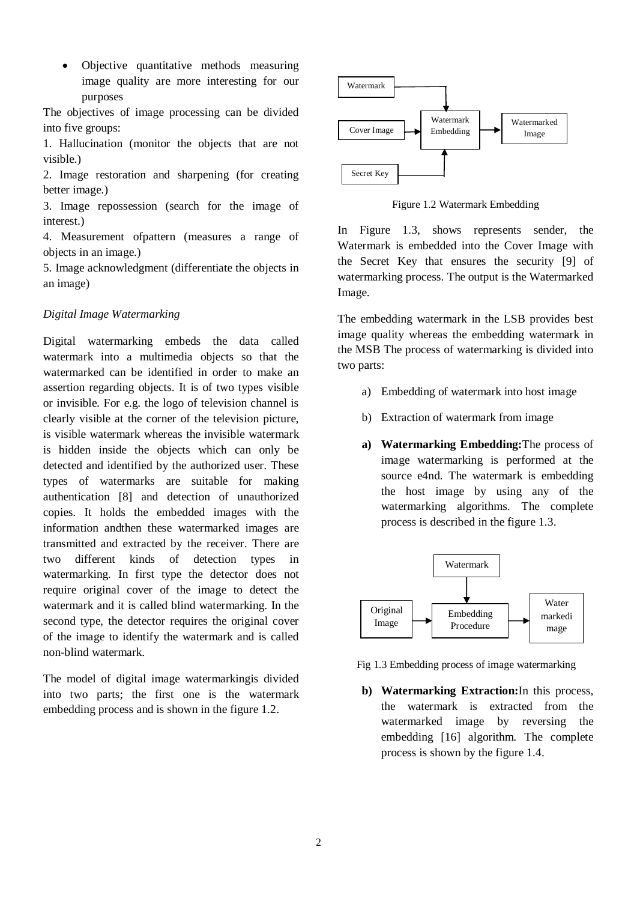- Objective quantitative methods measuring image quality are more interesting for our purposes

The objectives of image processing can be divided into five groups:

1. Hallucination (monitor the objects that are not visible.)
2. Image restoration and sharpening (for creating better image.)
3. Image repossession (search for the image of interest.)
4. Measurement ofpattern (measures a range of objects in an image.)
5. Image acknowledgment (differentiate the objects in an image)

*Digital Image Watermarking*

Digital watermarking embeds the data called watermark into a multimedia objects so that the watermarked can be identified in order to make an assertion regarding objects. It is of two types visible or invisible. For e.g. the logo of television channel is clearly visible at the corner of the television picture, is visible watermark whereas the invisible watermark is hidden inside the objects which can only be detected and identified by the authorized user. These types of watermarks are suitable for making authentication [8] and detection of unauthorized copies. It holds the embedded images with the information andthen these watermarked images are transmitted and extracted by the receiver. There are two different kinds of detection types in watermarking. In first type the detector does not require original cover of the image to detect the watermark and it is called blind watermarking. In the second type, the detector requires the original cover of the image to identify the watermark and is called non-blind watermark.

The model of digital image watermarkingis divided into two parts; the first one is the watermark embedding process and is shown in the figure 1.2.

Watermark → Watermark Embedding; Cover Image → Watermark Embedding; Secret Key → Watermark Embedding; Watermark Embedding → Watermarked Image

Figure 1.2 Watermark Embedding

In Figure 1.3, shows represents sender, the Watermark is embedded into the Cover Image with the Secret Key that ensures the security [9] of watermarking process. The output is the Watermarked Image.

The embedding watermark in the LSB provides best image quality whereas the embedding watermark in the MSB The process of watermarking is divided into two parts:

a) Embedding of watermark into host image

b) Extraction of watermark from image

a) **Watermarking Embedding:**The process of image watermarking is performed at the source e4nd. The watermark is embedding the host image by using any of the watermarking algorithms. The complete process is described in the figure 1.3.

Watermark → Embedding Procedure; Original Image → Embedding Procedure; Embedding Procedure → Water markedi mage

Fig 1.3 Embedding process of image watermarking

b) **Watermarking Extraction:**In this process, the watermark is extracted from the watermarked image by reversing the embedding [16] algorithm. The complete process is shown by the figure 1.4.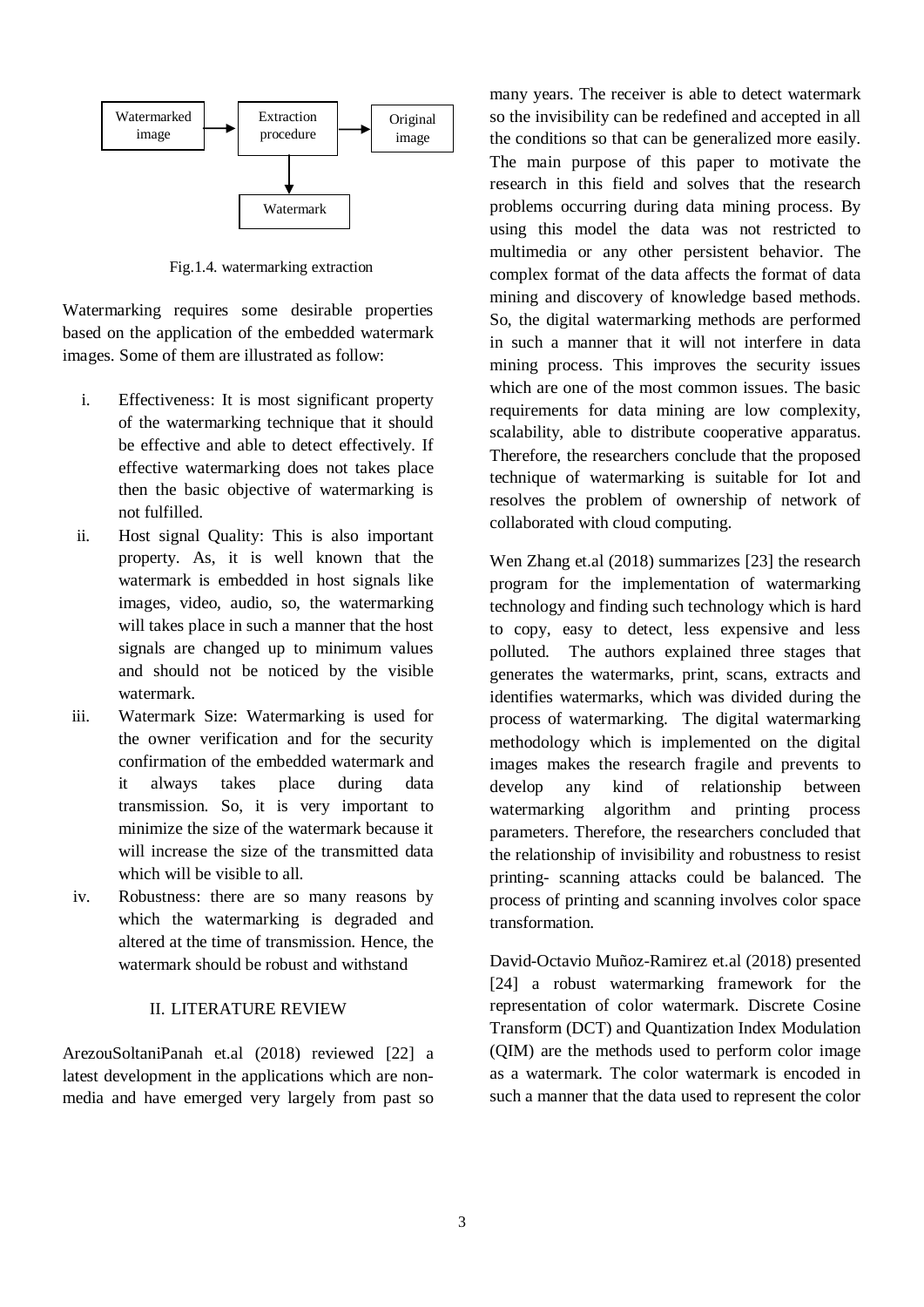Watermarked image → Extraction procedure → Original image

Extraction procedure → Watermark

Fig.1.4. watermarking extraction

Watermarking requires some desirable properties based on the application of the embedded watermark images. Some of them are illustrated as follow:

i. Effectiveness: It is most significant property of the watermarking technique that it should be effective and able to detect effectively. If effective watermarking does not takes place then the basic objective of watermarking is not fulfilled.
ii. Host signal Quality: This is also important property. As, it is well known that the watermark is embedded in host signals like images, video, audio, so, the watermarking will takes place in such a manner that the host signals are changed up to minimum values and should not be noticed by the visible watermark.
iii. Watermark Size: Watermarking is used for the owner verification and for the security confirmation of the embedded watermark and it always takes place during data transmission. So, it is very important to minimize the size of the watermark because it will increase the size of the transmitted data which will be visible to all.
iv. Robustness: there are so many reasons by which the watermarking is degraded and altered at the time of transmission. Hence, the watermark should be robust and withstand

## II. LITERATURE REVIEW

ArezouSoltaniPanah et.al (2018) reviewed [22] a latest development in the applications which are non-media and have emerged very largely from past so many years. The receiver is able to detect watermark so the invisibility can be redefined and accepted in all the conditions so that can be generalized more easily. The main purpose of this paper to motivate the research in this field and solves that the research problems occurring during data mining process. By using this model the data was not restricted to multimedia or any other persistent behavior. The complex format of the data affects the format of data mining and discovery of knowledge based methods. So, the digital watermarking methods are performed in such a manner that it will not interfere in data mining process. This improves the security issues which are one of the most common issues. The basic requirements for data mining are low complexity, scalability, able to distribute cooperative apparatus. Therefore, the researchers conclude that the proposed technique of watermarking is suitable for Iot and resolves the problem of ownership of network of collaborated with cloud computing.

Wen Zhang et.al (2018) summarizes [23] the research program for the implementation of watermarking technology and finding such technology which is hard to copy, easy to detect, less expensive and less polluted. The authors explained three stages that generates the watermarks, print, scans, extracts and identifies watermarks, which was divided during the process of watermarking. The digital watermarking methodology which is implemented on the digital images makes the research fragile and prevents to develop any kind of relationship between watermarking algorithm and printing process parameters. Therefore, the researchers concluded that the relationship of invisibility and robustness to resist printing- scanning attacks could be balanced. The process of printing and scanning involves color space transformation.

David-Octavio Muñoz-Ramirez et.al (2018) presented [24] a robust watermarking framework for the representation of color watermark. Discrete Cosine Transform (DCT) and Quantization Index Modulation (QIM) are the methods used to perform color image as a watermark. The color watermark is encoded in such a manner that the data used to represent the color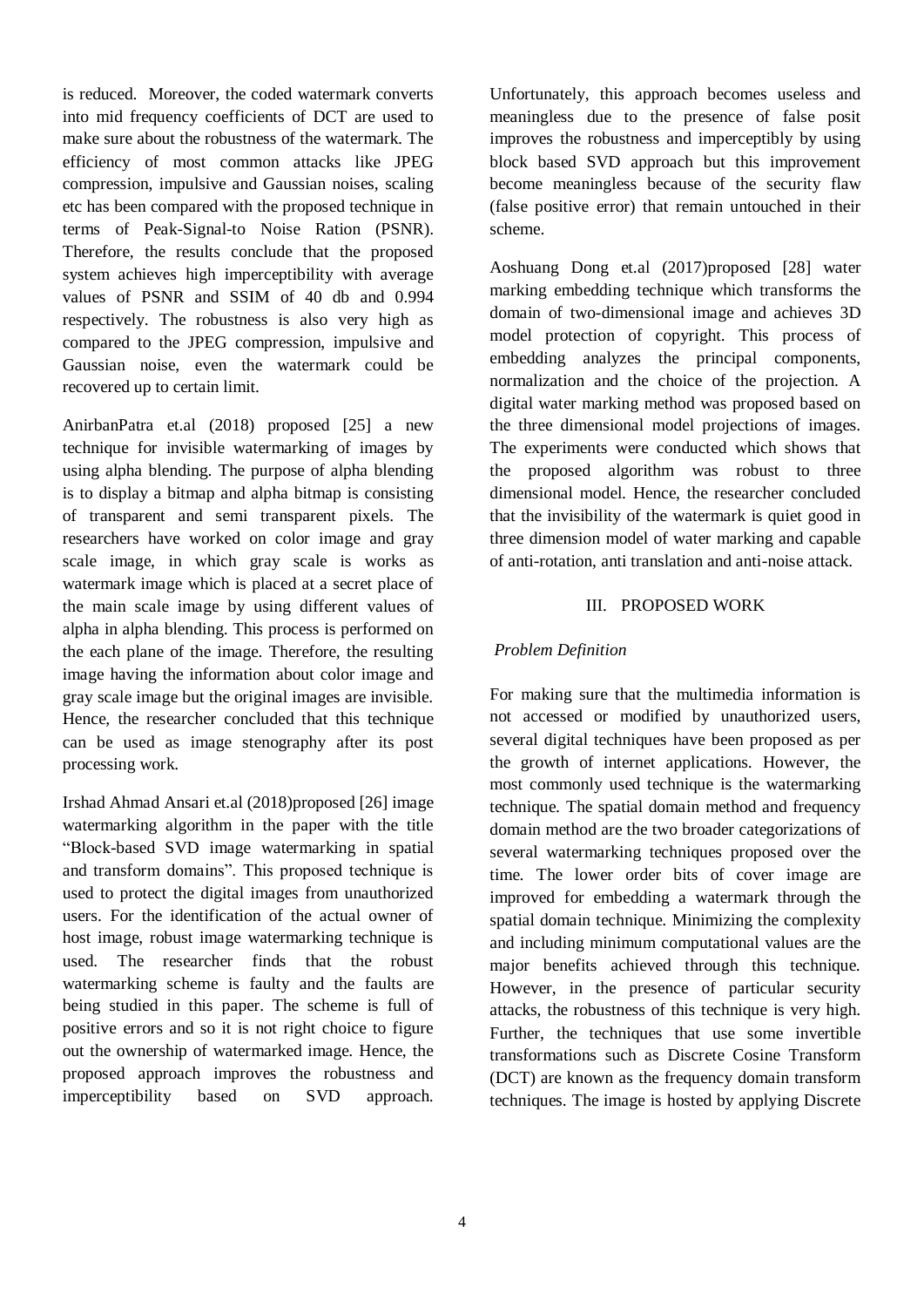is reduced. Moreover, the coded watermark converts into mid frequency coefficients of DCT are used to make sure about the robustness of the watermark. The efficiency of most common attacks like JPEG compression, impulsive and Gaussian noises, scaling etc has been compared with the proposed technique in terms of Peak-Signal-to Noise Ration (PSNR). Therefore, the results conclude that the proposed system achieves high imperceptibility with average values of PSNR and SSIM of 40 db and 0.994 respectively. The robustness is also very high as compared to the JPEG compression, impulsive and Gaussian noise, even the watermark could be recovered up to certain limit.

AnirbanPatra et.al (2018) proposed [25] a new technique for invisible watermarking of images by using alpha blending. The purpose of alpha blending is to display a bitmap and alpha bitmap is consisting of transparent and semi transparent pixels. The researchers have worked on color image and gray scale image, in which gray scale is works as watermark image which is placed at a secret place of the main scale image by using different values of alpha in alpha blending. This process is performed on the each plane of the image. Therefore, the resulting image having the information about color image and gray scale image but the original images are invisible. Hence, the researcher concluded that this technique can be used as image stenography after its post processing work.

Irshad Ahmad Ansari et.al (2018)proposed [26] image watermarking algorithm in the paper with the title "Block-based SVD image watermarking in spatial and transform domains". This proposed technique is used to protect the digital images from unauthorized users. For the identification of the actual owner of host image, robust image watermarking technique is used. The researcher finds that the robust watermarking scheme is faulty and the faults are being studied in this paper. The scheme is full of positive errors and so it is not right choice to figure out the ownership of watermarked image. Hence, the proposed approach improves the robustness and imperceptibility based on SVD approach. Unfortunately, this approach becomes useless and meaningless due to the presence of false posit improves the robustness and imperceptibly by using block based SVD approach but this improvement become meaningless because of the security flaw (false positive error) that remain untouched in their scheme.

Aoshuang Dong et.al (2017)proposed [28] water marking embedding technique which transforms the domain of two-dimensional image and achieves 3D model protection of copyright. This process of embedding analyzes the principal components, normalization and the choice of the projection. A digital water marking method was proposed based on the three dimensional model projections of images. The experiments were conducted which shows that the proposed algorithm was robust to three dimensional model. Hence, the researcher concluded that the invisibility of the watermark is quiet good in three dimension model of water marking and capable of anti-rotation, anti translation and anti-noise attack.

## III. PROPOSED WORK

### *Problem Definition*

For making sure that the multimedia information is not accessed or modified by unauthorized users, several digital techniques have been proposed as per the growth of internet applications. However, the most commonly used technique is the watermarking technique. The spatial domain method and frequency domain method are the two broader categorizations of several watermarking techniques proposed over the time. The lower order bits of cover image are improved for embedding a watermark through the spatial domain technique. Minimizing the complexity and including minimum computational values are the major benefits achieved through this technique. However, in the presence of particular security attacks, the robustness of this technique is very high. Further, the techniques that use some invertible transformations such as Discrete Cosine Transform (DCT) are known as the frequency domain transform techniques. The image is hosted by applying Discrete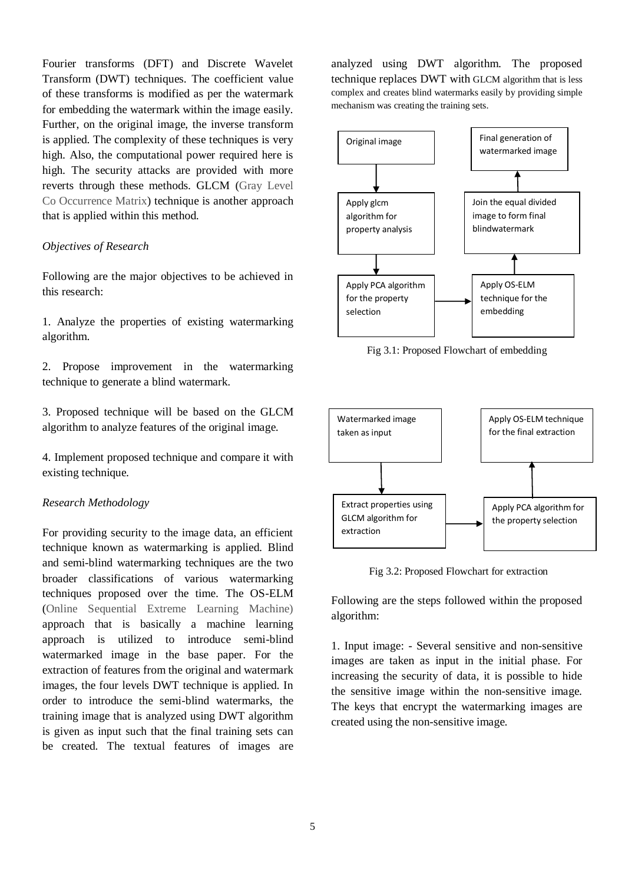Fourier transforms (DFT) and Discrete Wavelet Transform (DWT) techniques. The coefficient value of these transforms is modified as per the watermark for embedding the watermark within the image easily. Further, on the original image, the inverse transform is applied. The complexity of these techniques is very high. Also, the computational power required here is high. The security attacks are provided with more reverts through these methods. GLCM (Gray Level Co Occurrence Matrix) technique is another approach that is applied within this method.

*Objectives of Research*

Following are the major objectives to be achieved in this research:

1. Analyze the properties of existing watermarking algorithm.

2. Propose improvement in the watermarking technique to generate a blind watermark.

3. Proposed technique will be based on the GLCM algorithm to analyze features of the original image.

4. Implement proposed technique and compare it with existing technique.

*Research Methodology*

For providing security to the image data, an efficient technique known as watermarking is applied. Blind and semi-blind watermarking techniques are the two broader classifications of various watermarking techniques proposed over the time. The OS-ELM (Online Sequential Extreme Learning Machine) approach that is basically a machine learning approach is utilized to introduce semi-blind watermarked image in the base paper. For the extraction of features from the original and watermark images, the four levels DWT technique is applied. In order to introduce the semi-blind watermarks, the training image that is analyzed using DWT algorithm is given as input such that the final training sets can be created. The textual features of images are analyzed using DWT algorithm. The proposed technique replaces DWT with GLCM algorithm that is less complex and creates blind watermarks easily by providing simple mechanism was creating the training sets.

Original image → Apply glcm algorithm for property analysis → Apply PCA algorithm for the property selection → Apply OS-ELM technique for the embedding → Join the equal divided image to form final blindwatermark → Final generation of watermarked image

Fig 3.1: Proposed Flowchart of embedding

Watermarked image taken as input → Extract properties using GLCM algorithm for extraction → Apply PCA algorithm for the property selection → Apply OS-ELM technique for the final extraction

Fig 3.2: Proposed Flowchart for extraction

Following are the steps followed within the proposed algorithm:

1. Input image: - Several sensitive and non-sensitive images are taken as input in the initial phase. For increasing the security of data, it is possible to hide the sensitive image within the non-sensitive image. The keys that encrypt the watermarking images are created using the non-sensitive image.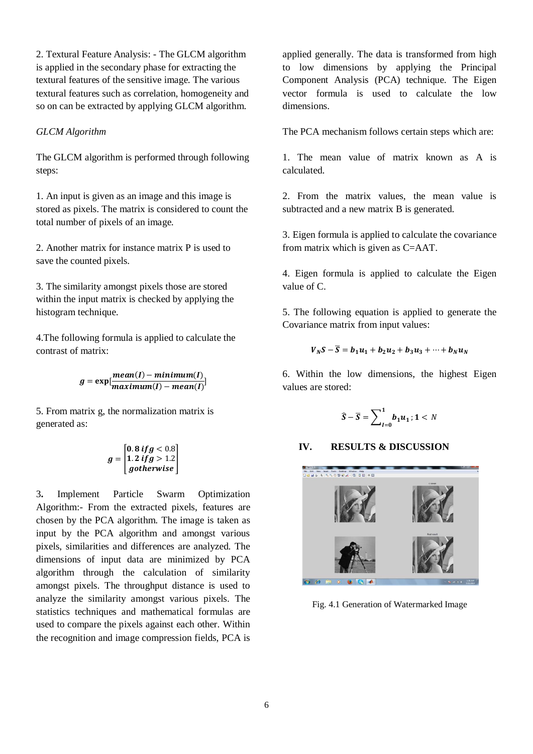2. Textural Feature Analysis: - The GLCM algorithm is applied in the secondary phase for extracting the textural features of the sensitive image. The various textural features such as correlation, homogeneity and so on can be extracted by applying GLCM algorithm.

*GLCM Algorithm*

The GLCM algorithm is performed through following steps:

1. An input is given as an image and this image is stored as pixels. The matrix is considered to count the total number of pixels of an image.

2. Another matrix for instance matrix P is used to save the counted pixels.

3. The similarity amongst pixels those are stored within the input matrix is checked by applying the histogram technique.

4.The following formula is applied to calculate the contrast of matrix:

$$g = \exp[\frac{mean(I) - minimum(I)}{maximum(I) - mean(I)}]$$

5. From matrix g, the normalization matrix is generated as:

$$g = \begin{bmatrix} 0.8\ if g < 0.8 \\ 1.2\ if g > 1.2 \\ g otherwise \end{bmatrix}$$

3**.** Implement Particle Swarm Optimization Algorithm:- From the extracted pixels, features are chosen by the PCA algorithm. The image is taken as input by the PCA algorithm and amongst various pixels, similarities and differences are analyzed. The dimensions of input data are minimized by PCA algorithm through the calculation of similarity amongst pixels. The throughput distance is used to analyze the similarity amongst various pixels. The statistics techniques and mathematical formulas are used to compare the pixels against each other. Within the recognition and image compression fields, PCA is applied generally. The data is transformed from high to low dimensions by applying the Principal Component Analysis (PCA) technique. The Eigen vector formula is used to calculate the low dimensions.

The PCA mechanism follows certain steps which are:

1. The mean value of matrix known as A is calculated.

2. From the matrix values, the mean value is subtracted and a new matrix B is generated.

3. Eigen formula is applied to calculate the covariance from matrix which is given as C=AAT.

4. Eigen formula is applied to calculate the Eigen value of C.

5. The following equation is applied to generate the Covariance matrix from input values:

$$V_N S - \overline{S} = b_1 u_1 + b_2 u_2 + b_3 u_3 + \cdots + b_N u_N$$

6. Within the low dimensions, the highest Eigen values are stored:

$$\hat{S} - \overline{S} = \sum_{I=0}^{1} b_1 u_1 ; 1 < N$$

## IV. RESULTS & DISCUSSION

Fig. 4.1 Generation of Watermarked Image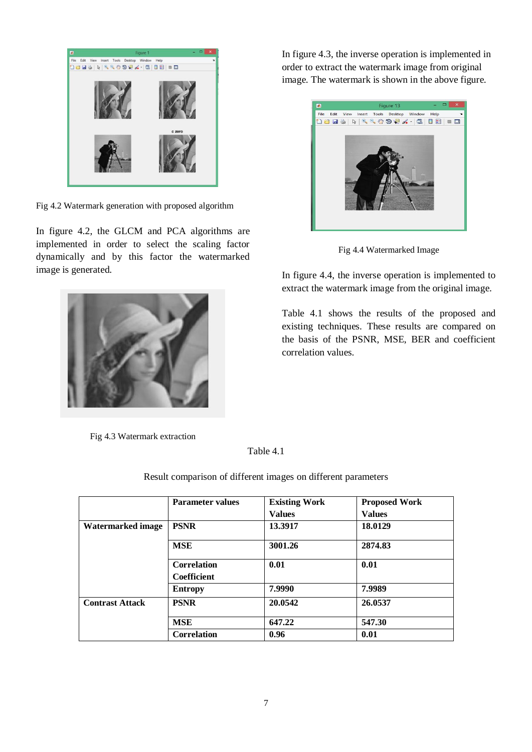Fig 4.2 Watermark generation with proposed algorithm

In figure 4.2, the GLCM and PCA algorithms are implemented in order to select the scaling factor dynamically and by this factor the watermarked image is generated.

Fig 4.3 Watermark extraction

In figure 4.3, the inverse operation is implemented in order to extract the watermark image from original image. The watermark is shown in the above figure.

Fig 4.4 Watermarked Image

In figure 4.4, the inverse operation is implemented to extract the watermark image from the original image.

Table 4.1 shows the results of the proposed and existing techniques. These results are compared on the basis of the PSNR, MSE, BER and coefficient correlation values.

Table 4.1

Result comparison of different images on different parameters

| | **Parameter values** | **Existing Work Values** | **Proposed Work Values** |
|---|---|---|---|
| **Watermarked image** | **PSNR** | **13.3917** | **18.0129** |
| | **MSE** | **3001.26** | **2874.83** |
| | **Correlation Coefficient** | **0.01** | **0.01** |
| | **Entropy** | **7.9990** | **7.9989** |
| **Contrast Attack** | **PSNR** | **20.0542** | **26.0537** |
| | **MSE** | **647.22** | **547.30** |
| | **Correlation** | **0.96** | **0.01** |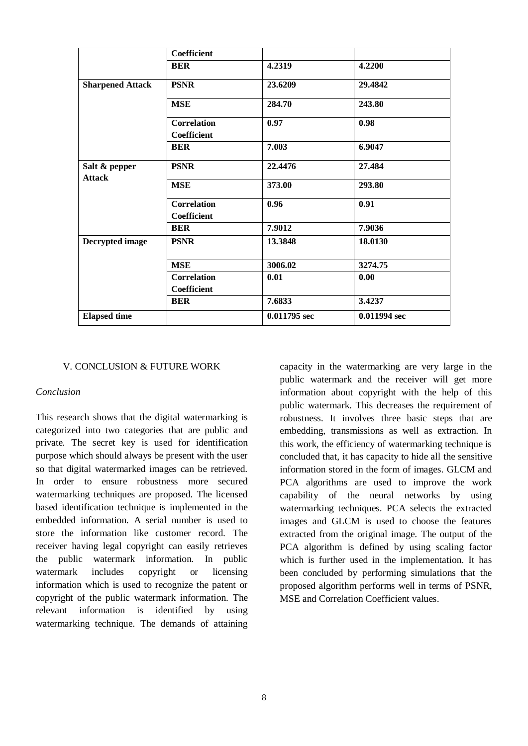| | Coefficient | | |
|---|---|---|---|
| | **BER** | **4.2319** | **4.2200** |
| **Sharpened Attack** | **PSNR** | **23.6209** | **29.4842** |
| | **MSE** | **284.70** | **243.80** |
| | **Correlation Coefficient** | **0.97** | **0.98** |
| | **BER** | **7.003** | **6.9047** |
| **Salt & pepper Attack** | **PSNR** | **22.4476** | **27.484** |
| | **MSE** | **373.00** | **293.80** |
| | **Correlation Coefficient** | **0.96** | **0.91** |
| | **BER** | **7.9012** | **7.9036** |
| **Decrypted image** | **PSNR** | **13.3848** | **18.0130** |
| | **MSE** | **3006.02** | **3274.75** |
| | **Correlation Coefficient** | **0.01** | **0.00** |
| | **BER** | **7.6833** | **3.4237** |
| **Elapsed time** | | **0.011795 sec** | **0.011994 sec** |

## V. CONCLUSION & FUTURE WORK

### *Conclusion*

This research shows that the digital watermarking is categorized into two categories that are public and private. The secret key is used for identification purpose which should always be present with the user so that digital watermarked images can be retrieved. In order to ensure robustness more secured watermarking techniques are proposed. The licensed based identification technique is implemented in the embedded information. A serial number is used to store the information like customer record. The receiver having legal copyright can easily retrieves the public watermark information. In public watermark includes copyright or licensing information which is used to recognize the patent or copyright of the public watermark information. The relevant information is identified by using watermarking technique. The demands of attaining capacity in the watermarking are very large in the public watermark and the receiver will get more information about copyright with the help of this public watermark. This decreases the requirement of robustness. It involves three basic steps that are embedding, transmissions as well as extraction. In this work, the efficiency of watermarking technique is concluded that, it has capacity to hide all the sensitive information stored in the form of images. GLCM and PCA algorithms are used to improve the work capability of the neural networks by using watermarking techniques. PCA selects the extracted images and GLCM is used to choose the features extracted from the original image. The output of the PCA algorithm is defined by using scaling factor which is further used in the implementation. It has been concluded by performing simulations that the proposed algorithm performs well in terms of PSNR, MSE and Correlation Coefficient values.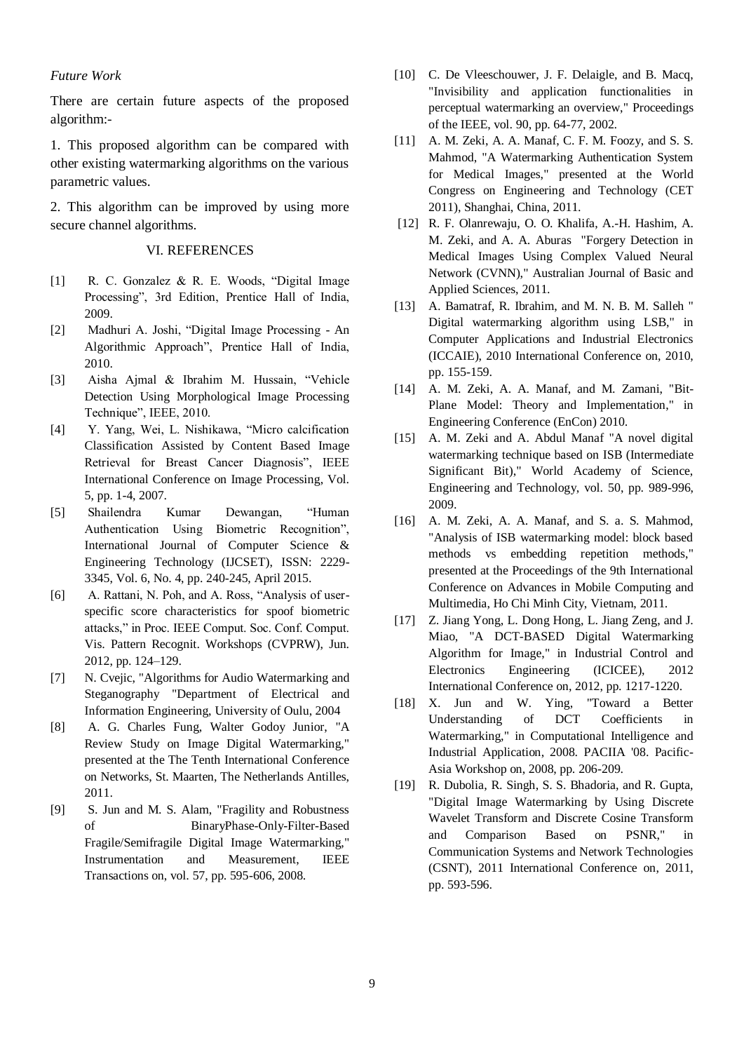*Future Work*

There are certain future aspects of the proposed algorithm:-

1. This proposed algorithm can be compared with other existing watermarking algorithms on the various parametric values.

2. This algorithm can be improved by using more secure channel algorithms.

## VI. REFERENCES

[1] R. C. Gonzalez & R. E. Woods, “Digital Image Processing”, 3rd Edition, Prentice Hall of India, 2009.

[2] Madhuri A. Joshi, “Digital Image Processing - An Algorithmic Approach”, Prentice Hall of India, 2010.

[3] Aisha Ajmal & Ibrahim M. Hussain, “Vehicle Detection Using Morphological Image Processing Technique”, IEEE, 2010.

[4] Y. Yang, Wei, L. Nishikawa, “Micro calcification Classification Assisted by Content Based Image Retrieval for Breast Cancer Diagnosis”, IEEE International Conference on Image Processing, Vol. 5, pp. 1-4, 2007.

[5] Shailendra Kumar Dewangan, “Human Authentication Using Biometric Recognition”, International Journal of Computer Science & Engineering Technology (IJCSET), ISSN: 2229-3345, Vol. 6, No. 4, pp. 240-245, April 2015.

[6] A. Rattani, N. Poh, and A. Ross, “Analysis of user-specific score characteristics for spoof biometric attacks,” in Proc. IEEE Comput. Soc. Conf. Comput. Vis. Pattern Recognit. Workshops (CVPRW), Jun. 2012, pp. 124–129.

[7] N. Cvejic, "Algorithms for Audio Watermarking and Steganography "Department of Electrical and Information Engineering, University of Oulu, 2004

[8] A. G. Charles Fung, Walter Godoy Junior, "A Review Study on Image Digital Watermarking," presented at the The Tenth International Conference on Networks, St. Maarten, The Netherlands Antilles, 2011.

[9] S. Jun and M. S. Alam, "Fragility and Robustness of BinaryPhase-Only-Filter-Based Fragile/Semifragile Digital Image Watermarking," Instrumentation and Measurement, IEEE Transactions on, vol. 57, pp. 595-606, 2008.

[10] C. De Vleeschouwer, J. F. Delaigle, and B. Macq, "Invisibility and application functionalities in perceptual watermarking an overview," Proceedings of the IEEE, vol. 90, pp. 64-77, 2002.

[11] A. M. Zeki, A. A. Manaf, C. F. M. Foozy, and S. S. Mahmod, "A Watermarking Authentication System for Medical Images," presented at the World Congress on Engineering and Technology (CET 2011), Shanghai, China, 2011.

[12] R. F. Olanrewaju, O. O. Khalifa, A.-H. Hashim, A. M. Zeki, and A. A. Aburas "Forgery Detection in Medical Images Using Complex Valued Neural Network (CVNN)," Australian Journal of Basic and Applied Sciences, 2011.

[13] A. Bamatraf, R. Ibrahim, and M. N. B. M. Salleh " Digital watermarking algorithm using LSB," in Computer Applications and Industrial Electronics (ICCAIE), 2010 International Conference on, 2010, pp. 155-159.

[14] A. M. Zeki, A. A. Manaf, and M. Zamani, "Bit-Plane Model: Theory and Implementation," in Engineering Conference (EnCon) 2010.

[15] A. M. Zeki and A. Abdul Manaf "A novel digital watermarking technique based on ISB (Intermediate Significant Bit)," World Academy of Science, Engineering and Technology, vol. 50, pp. 989-996, 2009.

[16] A. M. Zeki, A. A. Manaf, and S. a. S. Mahmod, "Analysis of ISB watermarking model: block based methods vs embedding repetition methods," presented at the Proceedings of the 9th International Conference on Advances in Mobile Computing and Multimedia, Ho Chi Minh City, Vietnam, 2011.

[17] Z. Jiang Yong, L. Dong Hong, L. Jiang Zeng, and J. Miao, "A DCT-BASED Digital Watermarking Algorithm for Image," in Industrial Control and Electronics Engineering (ICICEE), 2012 International Conference on, 2012, pp. 1217-1220.

[18] X. Jun and W. Ying, "Toward a Better Understanding of DCT Coefficients in Watermarking," in Computational Intelligence and Industrial Application, 2008. PACIIA '08. Pacific-Asia Workshop on, 2008, pp. 206-209.

[19] R. Dubolia, R. Singh, S. S. Bhadoria, and R. Gupta, "Digital Image Watermarking by Using Discrete Wavelet Transform and Discrete Cosine Transform and Comparison Based on PSNR," in Communication Systems and Network Technologies (CSNT), 2011 International Conference on, 2011, pp. 593-596.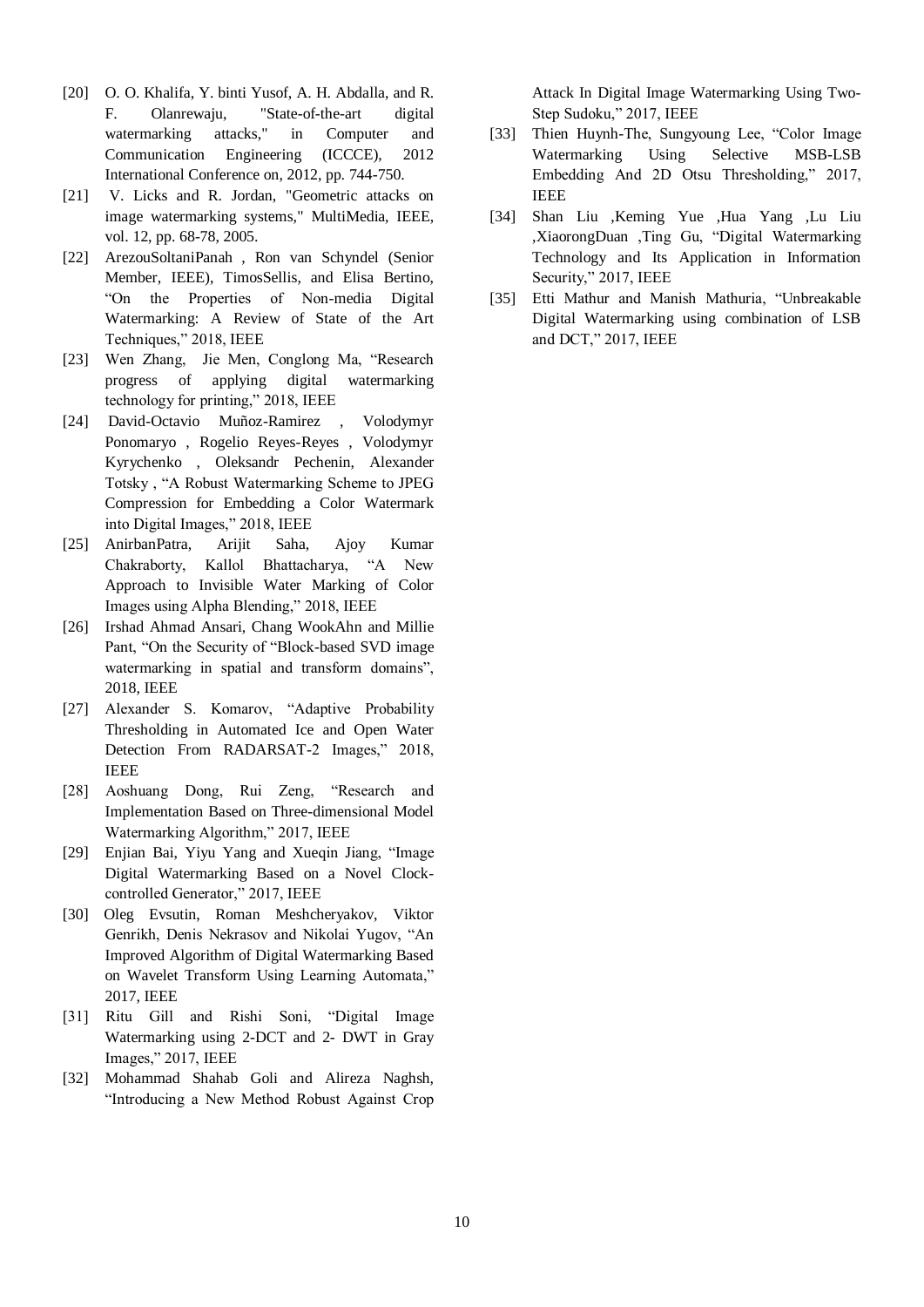[20] O. O. Khalifa, Y. binti Yusof, A. H. Abdalla, and R. F. Olanrewaju, "State-of-the-art digital watermarking attacks," in Computer and Communication Engineering (ICCCE), 2012 International Conference on, 2012, pp. 744-750.

[21] V. Licks and R. Jordan, "Geometric attacks on image watermarking systems," MultiMedia, IEEE, vol. 12, pp. 68-78, 2005.

[22] ArezouSoltaniPanah , Ron van Schyndel (Senior Member, IEEE), TimosSellis, and Elisa Bertino, "On the Properties of Non-media Digital Watermarking: A Review of State of the Art Techniques," 2018, IEEE

[23] Wen Zhang, Jie Men, Conglong Ma, "Research progress of applying digital watermarking technology for printing," 2018, IEEE

[24] David-Octavio Muñoz-Ramirez , Volodymyr Ponomaryo , Rogelio Reyes-Reyes , Volodymyr Kyrychenko , Oleksandr Pechenin, Alexander Totsky , "A Robust Watermarking Scheme to JPEG Compression for Embedding a Color Watermark into Digital Images," 2018, IEEE

[25] AnirbanPatra, Arijit Saha, Ajoy Kumar Chakraborty, Kallol Bhattacharya, "A New Approach to Invisible Water Marking of Color Images using Alpha Blending," 2018, IEEE

[26] Irshad Ahmad Ansari, Chang WookAhn and Millie Pant, "On the Security of "Block-based SVD image watermarking in spatial and transform domains", 2018, IEEE

[27] Alexander S. Komarov, "Adaptive Probability Thresholding in Automated Ice and Open Water Detection From RADARSAT-2 Images," 2018, IEEE

[28] Aoshuang Dong, Rui Zeng, "Research and Implementation Based on Three-dimensional Model Watermarking Algorithm," 2017, IEEE

[29] Enjian Bai, Yiyu Yang and Xueqin Jiang, "Image Digital Watermarking Based on a Novel Clock-controlled Generator," 2017, IEEE

[30] Oleg Evsutin, Roman Meshcheryakov, Viktor Genrikh, Denis Nekrasov and Nikolai Yugov, "An Improved Algorithm of Digital Watermarking Based on Wavelet Transform Using Learning Automata," 2017, IEEE

[31] Ritu Gill and Rishi Soni, "Digital Image Watermarking using 2-DCT and 2- DWT in Gray Images," 2017, IEEE

[32] Mohammad Shahab Goli and Alireza Naghsh, "Introducing a New Method Robust Against Crop Attack In Digital Image Watermarking Using Two-Step Sudoku," 2017, IEEE

[33] Thien Huynh-The, Sungyoung Lee, "Color Image Watermarking Using Selective MSB-LSB Embedding And 2D Otsu Thresholding," 2017, IEEE

[34] Shan Liu ,Keming Yue ,Hua Yang ,Lu Liu ,XiaorongDuan ,Ting Gu, "Digital Watermarking Technology and Its Application in Information Security," 2017, IEEE

[35] Etti Mathur and Manish Mathuria, "Unbreakable Digital Watermarking using combination of LSB and DCT," 2017, IEEE